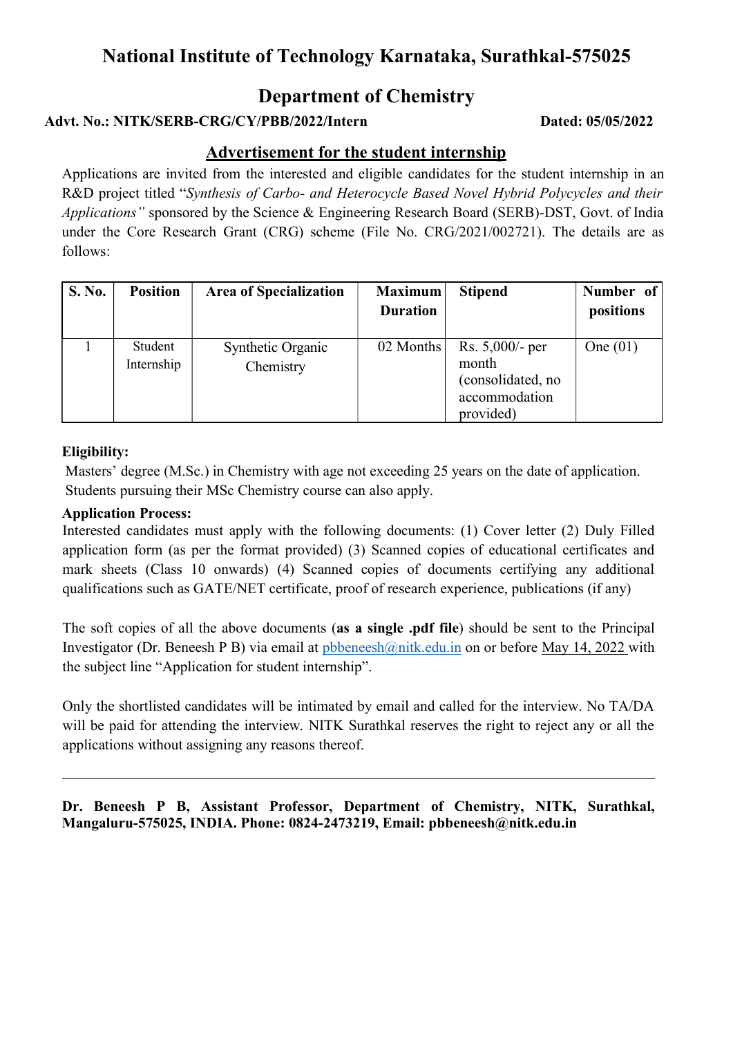# National Institute of Technology Karnataka, Surathkal-575025

## Department of Chemistry

**Advt. No.: NITK/SERB-CRG/CY/PBB/2022/Intern** **Dated: 05/05/2022**

### <u>Advertisement for the student internship</u>

Applications are invited from the interested and eligible candidates for the student internship in an R&D project titled "*Synthesis of Carbo- and Heterocycle Based Novel Hybrid Polycycles and their Applications"* sponsored by the Science & Engineering Research Board (SERB)-DST, Govt. of India under the Core Research Grant (CRG) scheme (File No. CRG/2021/002721). The details are as follows:

| S. No. | Position | Area of Specialization | Maximum Duration | Stipend | Number of positions |
|---|---|---|---|---|---|
| 1 | Student Internship | Synthetic Organic Chemistry | 02 Months | Rs. 5,000/- per month (consolidated, no accommodation provided) | One (01) |

**Eligibility:**

Masters' degree (M.Sc.) in Chemistry with age not exceeding 25 years on the date of application. Students pursuing their MSc Chemistry course can also apply.

**Application Process:**

Interested candidates must apply with the following documents: (1) Cover letter (2) Duly Filled application form (as per the format provided) (3) Scanned copies of educational certificates and mark sheets (Class 10 onwards) (4) Scanned copies of documents certifying any additional qualifications such as GATE/NET certificate, proof of research experience, publications (if any)

The soft copies of all the above documents (**as a single .pdf file**) should be sent to the Principal Investigator (Dr. Beneesh P B) via email at pbbeneesh@nitk.edu.in on or before <u>May 14, 2022</u> with the subject line "Application for student internship".

Only the shortlisted candidates will be intimated by email and called for the interview. No TA/DA will be paid for attending the interview. NITK Surathkal reserves the right to reject any or all the applications without assigning any reasons thereof.

---

**Dr. Beneesh P B, Assistant Professor, Department of Chemistry, NITK, Surathkal, Mangaluru-575025, INDIA. Phone: 0824-2473219, Email: pbbeneesh@nitk.edu.in**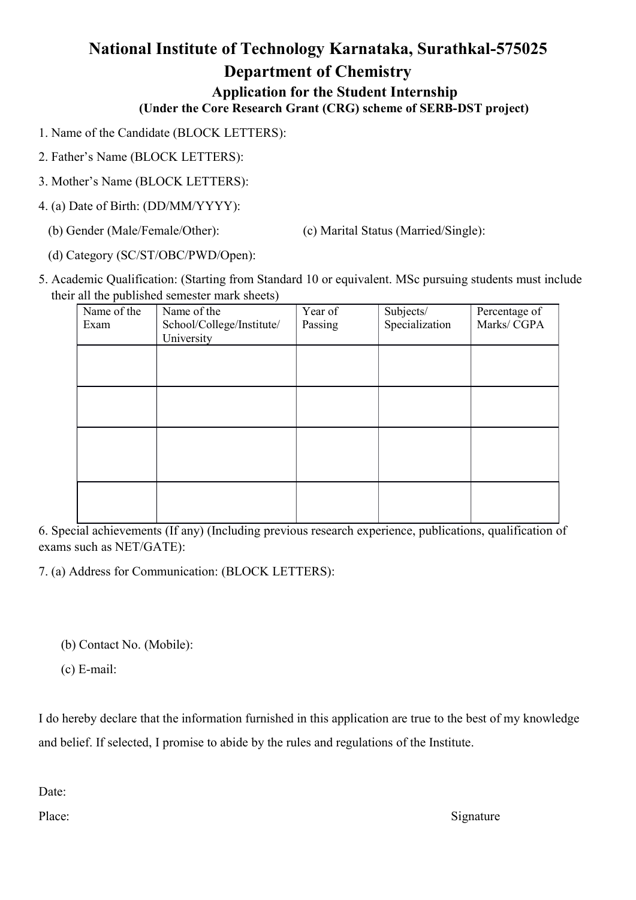# National Institute of Technology Karnataka, Surathkal-575025

## Department of Chemistry

### Application for the Student Internship

**(Under the Core Research Grant (CRG) scheme of SERB-DST project)**

1. Name of the Candidate (BLOCK LETTERS):

2. Father's Name (BLOCK LETTERS):

3. Mother's Name (BLOCK LETTERS):

4. (a) Date of Birth: (DD/MM/YYYY):

   (b) Gender (Male/Female/Other):  (c) Marital Status (Married/Single):

   (d) Category (SC/ST/OBC/PWD/Open):

5. Academic Qualification: (Starting from Standard 10 or equivalent. MSc pursuing students must include their all the published semester mark sheets)

| Name of the Exam | Name of the School/College/Institute/ University | Year of Passing | Subjects/ Specialization | Percentage of Marks/ CGPA |
|---|---|---|---|---|
| | | | | |
| | | | | |
| | | | | |
| | | | | |

6. Special achievements (If any) (Including previous research experience, publications, qualification of exams such as NET/GATE):

7. (a) Address for Communication: (BLOCK LETTERS):

   (b) Contact No. (Mobile):

   (c) E-mail:

I do hereby declare that the information furnished in this application are true to the best of my knowledge and belief. If selected, I promise to abide by the rules and regulations of the Institute.

Date:

Place:  Signature